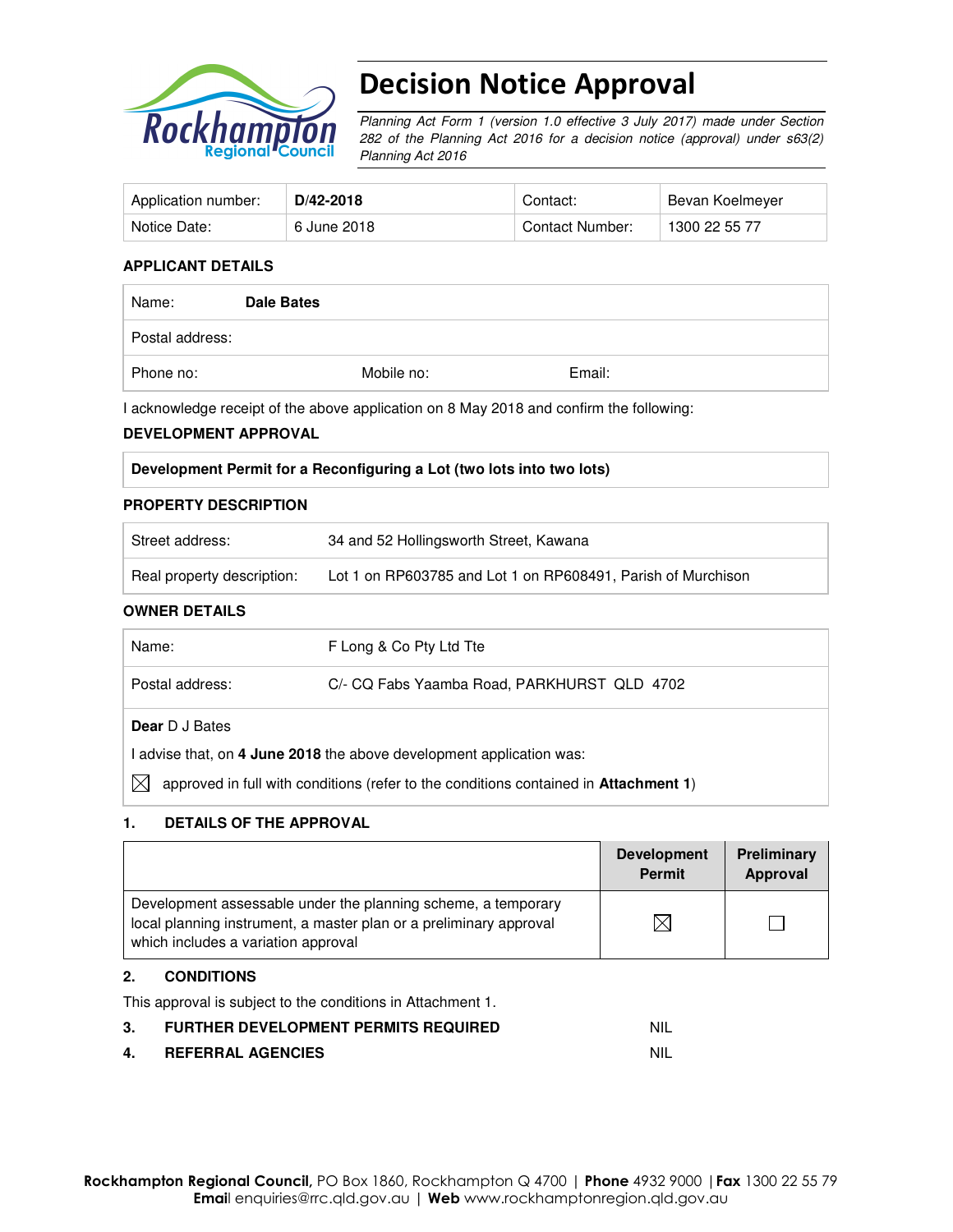# Decision Notice Approval

*Planning Act Form 1 (version 1.0 effective 3 July 2017) made under Section 282 of the Planning Act 2016 for a decision notice (approval) under s63(2) Planning Act 2016*

| Application number: | **D/42-2018** | Contact: | Bevan Koelmeyer |
|---|---|---|---|
| Notice Date: | 6 June 2018 | Contact Number: | 1300 22 55 77 |

**APPLICANT DETAILS**

| Name: | **Dale Bates** | | |
|---|---|---|---|
| Postal address: | | | |
| Phone no: | Mobile no: | Email: | |

I acknowledge receipt of the above application on 8 May 2018 and confirm the following:

**DEVELOPMENT APPROVAL**

| **Development Permit for a Reconfiguring a Lot (two lots into two lots)** |
|---|

**PROPERTY DESCRIPTION**

| Street address: | 34 and 52 Hollingsworth Street, Kawana |
|---|---|
| Real property description: | Lot 1 on RP603785 and Lot 1 on RP608491, Parish of Murchison |

**OWNER DETAILS**

| Name: | F Long & Co Pty Ltd Tte |
|---|---|
| Postal address: | C/- CQ Fabs Yaamba Road, PARKHURST QLD 4702 |

**Dear** D J Bates

I advise that, on **4 June 2018** the above development application was:

☒ approved in full with conditions (refer to the conditions contained in **Attachment 1**)

## 1. DETAILS OF THE APPROVAL

| | Development Permit | Preliminary Approval |
|---|---|---|
| Development assessable under the planning scheme, a temporary local planning instrument, a master plan or a preliminary approval which includes a variation approval | ☒ | ☐ |

## 2. CONDITIONS

This approval is subject to the conditions in Attachment 1.

## 3. FURTHER DEVELOPMENT PERMITS REQUIRED NIL

## 4. REFERRAL AGENCIES NIL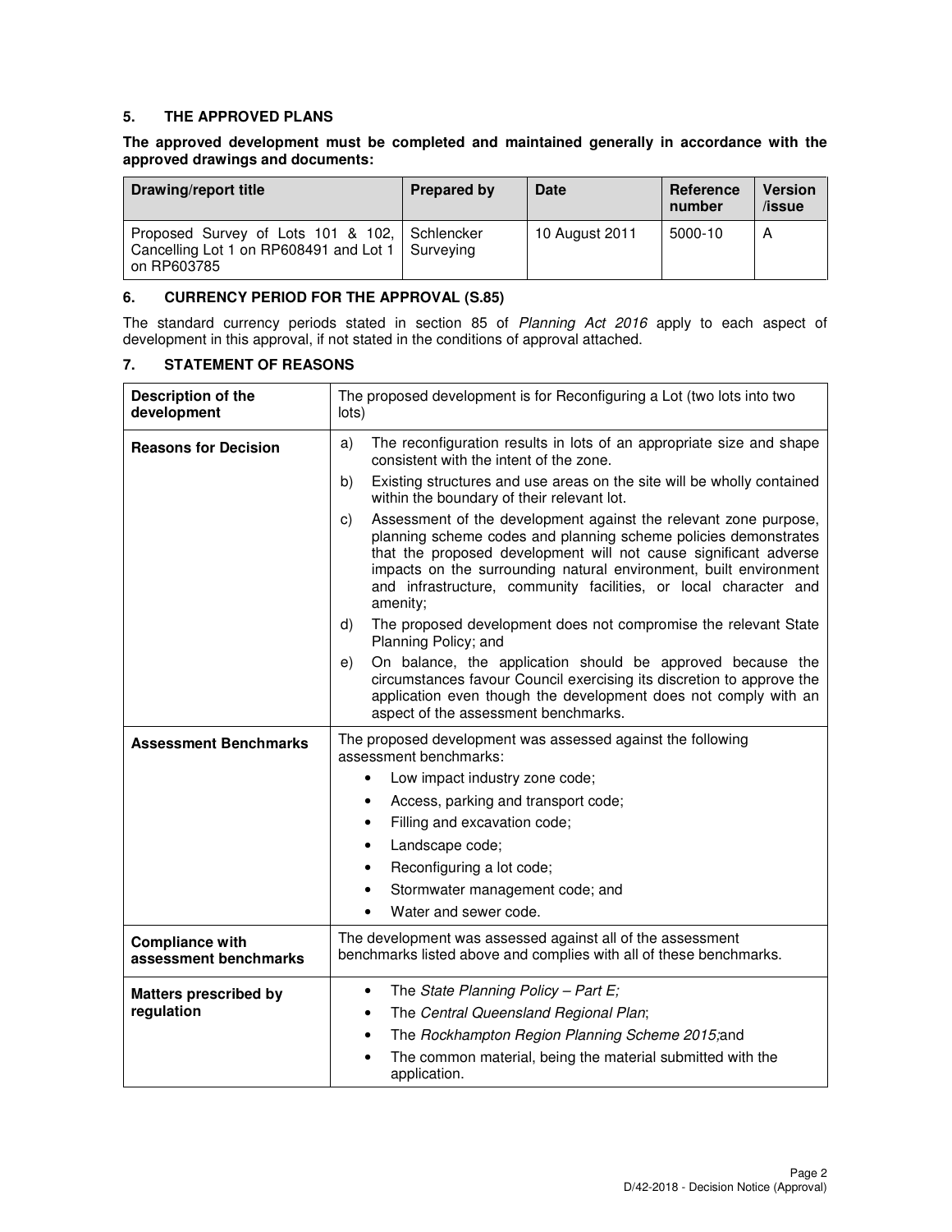## 5. THE APPROVED PLANS

**The approved development must be completed and maintained generally in accordance with the approved drawings and documents:**

| Drawing/report title | Prepared by | Date | Reference number | Version /issue |
|---|---|---|---|---|
| Proposed Survey of Lots 101 & 102, Cancelling Lot 1 on RP608491 and Lot 1 on RP603785 | Schlencker Surveying | 10 August 2011 | 5000-10 | A |

## 6. CURRENCY PERIOD FOR THE APPROVAL (S.85)

The standard currency periods stated in section 85 of *Planning Act 2016* apply to each aspect of development in this approval, if not stated in the conditions of approval attached.

## 7. STATEMENT OF REASONS

| | |
|---|---|
| **Description of the development** | The proposed development is for Reconfiguring a Lot (two lots into two lots) |
| **Reasons for Decision** | a) The reconfiguration results in lots of an appropriate size and shape consistent with the intent of the zone.<br>b) Existing structures and use areas on the site will be wholly contained within the boundary of their relevant lot.<br>c) Assessment of the development against the relevant zone purpose, planning scheme codes and planning scheme policies demonstrates that the proposed development will not cause significant adverse impacts on the surrounding natural environment, built environment and infrastructure, community facilities, or local character and amenity;<br>d) The proposed development does not compromise the relevant State Planning Policy; and<br>e) On balance, the application should be approved because the circumstances favour Council exercising its discretion to approve the application even though the development does not comply with an aspect of the assessment benchmarks. |
| **Assessment Benchmarks** | The proposed development was assessed against the following assessment benchmarks:<br>• Low impact industry zone code;<br>• Access, parking and transport code;<br>• Filling and excavation code;<br>• Landscape code;<br>• Reconfiguring a lot code;<br>• Stormwater management code; and<br>• Water and sewer code. |
| **Compliance with assessment benchmarks** | The development was assessed against all of the assessment benchmarks listed above and complies with all of these benchmarks. |
| **Matters prescribed by regulation** | • The *State Planning Policy – Part E;*<br>• The *Central Queensland Regional Plan*;<br>• The *Rockhampton Region Planning Scheme 2015;*and<br>• The common material, being the material submitted with the application. |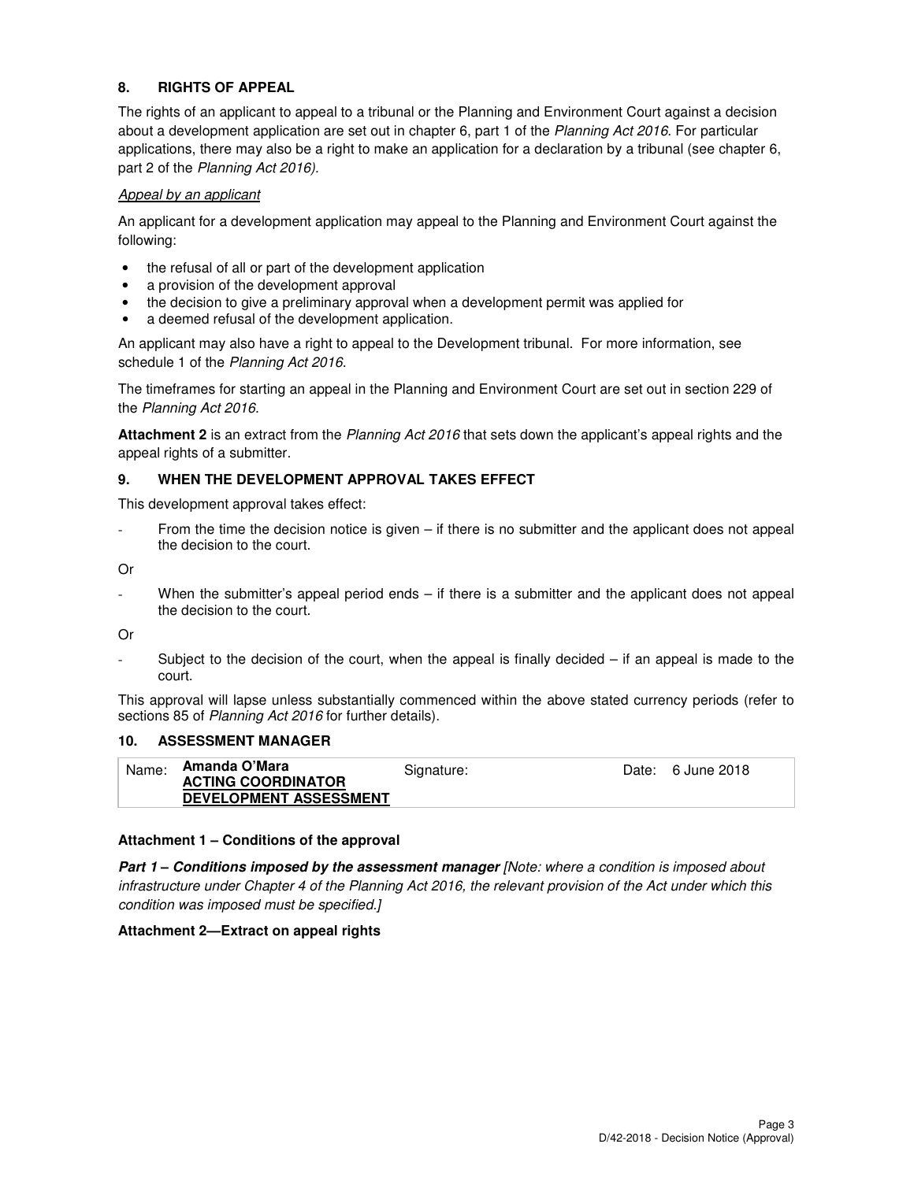## 8. RIGHTS OF APPEAL

The rights of an applicant to appeal to a tribunal or the Planning and Environment Court against a decision about a development application are set out in chapter 6, part 1 of the *Planning Act 2016*. For particular applications, there may also be a right to make an application for a declaration by a tribunal (see chapter 6, part 2 of the *Planning Act 2016).*

*Appeal by an applicant*

An applicant for a development application may appeal to the Planning and Environment Court against the following:

- the refusal of all or part of the development application
- a provision of the development approval
- the decision to give a preliminary approval when a development permit was applied for
- a deemed refusal of the development application.

An applicant may also have a right to appeal to the Development tribunal. For more information, see schedule 1 of the *Planning Act 2016*.

The timeframes for starting an appeal in the Planning and Environment Court are set out in section 229 of the *Planning Act 2016*.

**Attachment 2** is an extract from the *Planning Act 2016* that sets down the applicant's appeal rights and the appeal rights of a submitter.

## 9. WHEN THE DEVELOPMENT APPROVAL TAKES EFFECT

This development approval takes effect:

- From the time the decision notice is given – if there is no submitter and the applicant does not appeal the decision to the court.

Or

- When the submitter's appeal period ends – if there is a submitter and the applicant does not appeal the decision to the court.

Or

- Subject to the decision of the court, when the appeal is finally decided – if an appeal is made to the court.

This approval will lapse unless substantially commenced within the above stated currency periods (refer to sections 85 of *Planning Act 2016* for further details).

## 10. ASSESSMENT MANAGER

| Name: | **Amanda O'Mara**<br>**ACTING COORDINATOR DEVELOPMENT ASSESSMENT** | Signature: | | Date: | 6 June 2018 |
|---|---|---|---|---|---|

**Attachment 1 – Conditions of the approval**

***Part 1 – Conditions imposed by the assessment manager*** *[Note: where a condition is imposed about infrastructure under Chapter 4 of the Planning Act 2016, the relevant provision of the Act under which this condition was imposed must be specified.]*

**Attachment 2—Extract on appeal rights**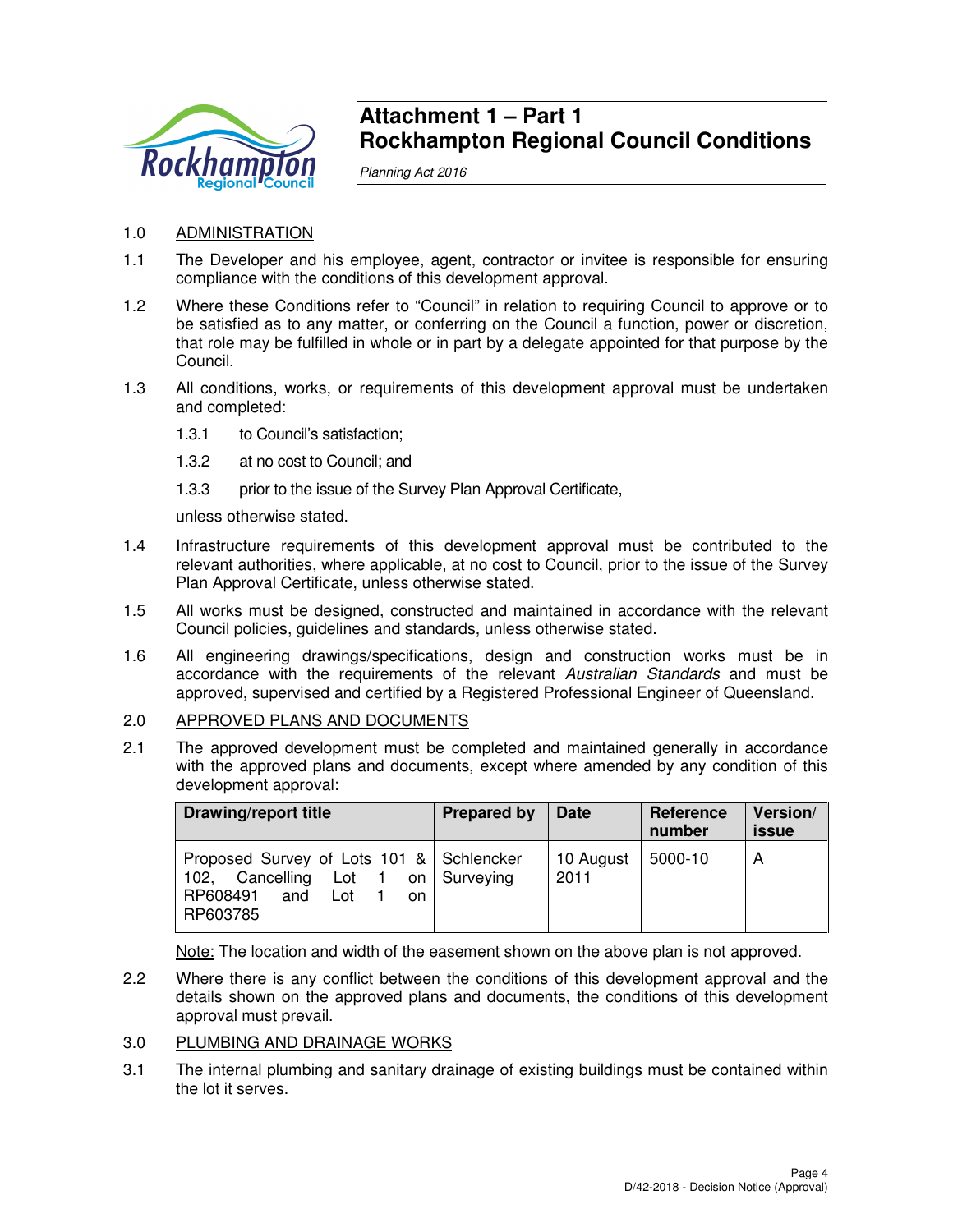# Attachment 1 – Part 1
# Rockhampton Regional Council Conditions

*Planning Act 2016*

1.0 ADMINISTRATION

1.1 The Developer and his employee, agent, contractor or invitee is responsible for ensuring compliance with the conditions of this development approval.

1.2 Where these Conditions refer to "Council" in relation to requiring Council to approve or to be satisfied as to any matter, or conferring on the Council a function, power or discretion, that role may be fulfilled in whole or in part by a delegate appointed for that purpose by the Council.

1.3 All conditions, works, or requirements of this development approval must be undertaken and completed:

1.3.1 to Council's satisfaction;

1.3.2 at no cost to Council; and

1.3.3 prior to the issue of the Survey Plan Approval Certificate,

unless otherwise stated.

1.4 Infrastructure requirements of this development approval must be contributed to the relevant authorities, where applicable, at no cost to Council, prior to the issue of the Survey Plan Approval Certificate, unless otherwise stated.

1.5 All works must be designed, constructed and maintained in accordance with the relevant Council policies, guidelines and standards, unless otherwise stated.

1.6 All engineering drawings/specifications, design and construction works must be in accordance with the requirements of the relevant *Australian Standards* and must be approved, supervised and certified by a Registered Professional Engineer of Queensland.

2.0 APPROVED PLANS AND DOCUMENTS

2.1 The approved development must be completed and maintained generally in accordance with the approved plans and documents, except where amended by any condition of this development approval:

| Drawing/report title | Prepared by | Date | Reference number | Version/ issue |
|---|---|---|---|---|
| Proposed Survey of Lots 101 & 102, Cancelling Lot 1 on RP608491 and Lot 1 on RP603785 | Schlencker Surveying | 10 August 2011 | 5000-10 | A |

Note: The location and width of the easement shown on the above plan is not approved.

2.2 Where there is any conflict between the conditions of this development approval and the details shown on the approved plans and documents, the conditions of this development approval must prevail.

3.0 PLUMBING AND DRAINAGE WORKS

3.1 The internal plumbing and sanitary drainage of existing buildings must be contained within the lot it serves.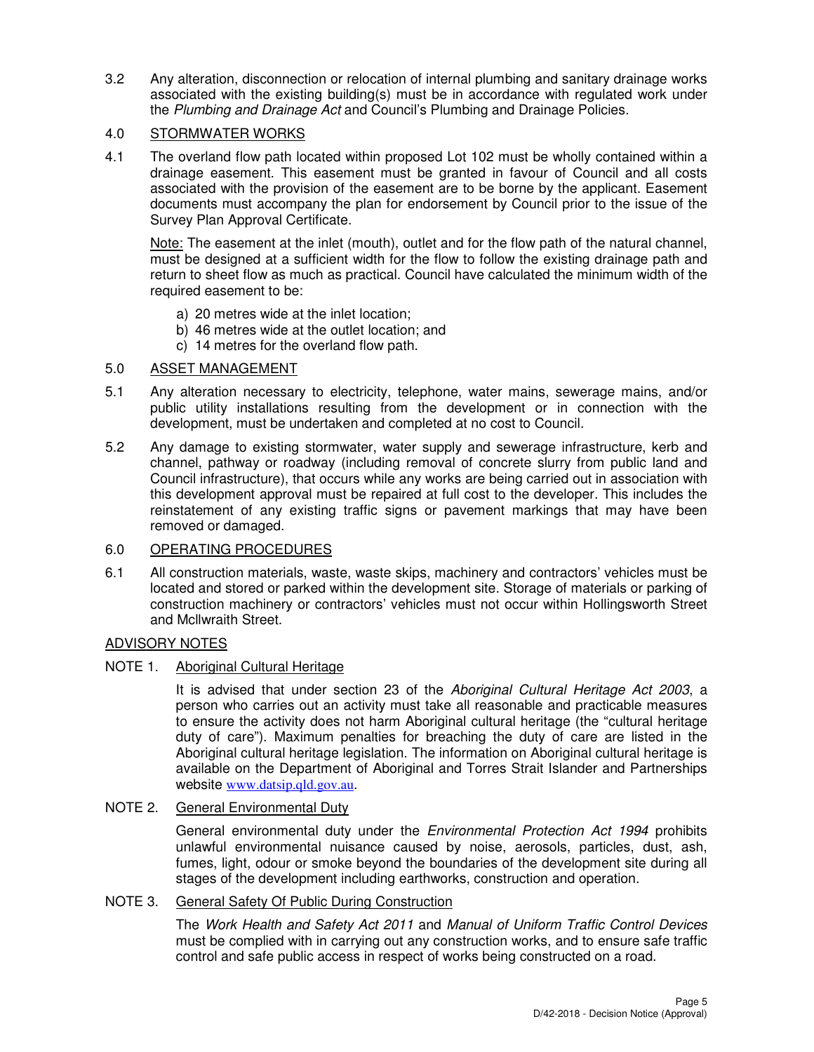3.2 Any alteration, disconnection or relocation of internal plumbing and sanitary drainage works associated with the existing building(s) must be in accordance with regulated work under the *Plumbing and Drainage Act* and Council's Plumbing and Drainage Policies.

## 4.0 STORMWATER WORKS

4.1 The overland flow path located within proposed Lot 102 must be wholly contained within a drainage easement. This easement must be granted in favour of Council and all costs associated with the provision of the easement are to be borne by the applicant. Easement documents must accompany the plan for endorsement by Council prior to the issue of the Survey Plan Approval Certificate.

Note: The easement at the inlet (mouth), outlet and for the flow path of the natural channel, must be designed at a sufficient width for the flow to follow the existing drainage path and return to sheet flow as much as practical. Council have calculated the minimum width of the required easement to be:

a) 20 metres wide at the inlet location;
b) 46 metres wide at the outlet location; and
c) 14 metres for the overland flow path.

## 5.0 ASSET MANAGEMENT

5.1 Any alteration necessary to electricity, telephone, water mains, sewerage mains, and/or public utility installations resulting from the development or in connection with the development, must be undertaken and completed at no cost to Council.

5.2 Any damage to existing stormwater, water supply and sewerage infrastructure, kerb and channel, pathway or roadway (including removal of concrete slurry from public land and Council infrastructure), that occurs while any works are being carried out in association with this development approval must be repaired at full cost to the developer. This includes the reinstatement of any existing traffic signs or pavement markings that may have been removed or damaged.

## 6.0 OPERATING PROCEDURES

6.1 All construction materials, waste, waste skips, machinery and contractors' vehicles must be located and stored or parked within the development site. Storage of materials or parking of construction machinery or contractors' vehicles must not occur within Hollingsworth Street and McIlwraith Street.

## ADVISORY NOTES

### NOTE 1. Aboriginal Cultural Heritage

It is advised that under section 23 of the *Aboriginal Cultural Heritage Act 2003*, a person who carries out an activity must take all reasonable and practicable measures to ensure the activity does not harm Aboriginal cultural heritage (the "cultural heritage duty of care"). Maximum penalties for breaching the duty of care are listed in the Aboriginal cultural heritage legislation. The information on Aboriginal cultural heritage is available on the Department of Aboriginal and Torres Strait Islander and Partnerships website www.datsip.qld.gov.au.

### NOTE 2. General Environmental Duty

General environmental duty under the *Environmental Protection Act 1994* prohibits unlawful environmental nuisance caused by noise, aerosols, particles, dust, ash, fumes, light, odour or smoke beyond the boundaries of the development site during all stages of the development including earthworks, construction and operation.

### NOTE 3. General Safety Of Public During Construction

The *Work Health and Safety Act 2011* and *Manual of Uniform Traffic Control Devices* must be complied with in carrying out any construction works, and to ensure safe traffic control and safe public access in respect of works being constructed on a road.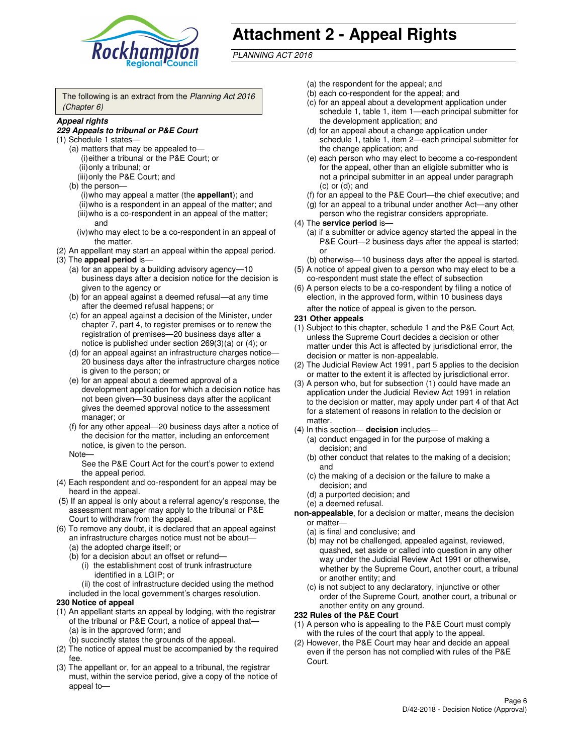# Attachment 2 - Appeal Rights

*PLANNING ACT 2016*

The following is an extract from the *Planning Act 2016 (Chapter 6)*

***Appeal rights***

***229 Appeals to tribunal or P&E Court***

(1) Schedule 1 states—
   (a) matters that may be appealed to—
      (i) either a tribunal or the P&E Court; or
      (ii) only a tribunal; or
      (iii) only the P&E Court; and
   (b) the person—
      (i) who may appeal a matter (the **appellant**); and
      (ii) who is a respondent in an appeal of the matter; and
      (iii) who is a co-respondent in an appeal of the matter; and
      (iv) who may elect to be a co-respondent in an appeal of the matter.

(2) An appellant may start an appeal within the appeal period.

(3) The **appeal period** is—
   (a) for an appeal by a building advisory agency—10 business days after a decision notice for the decision is given to the agency or
   (b) for an appeal against a deemed refusal—at any time after the deemed refusal happens; or
   (c) for an appeal against a decision of the Minister, under chapter 7, part 4, to register premises or to renew the registration of premises—20 business days after a notice is published under section 269(3)(a) or (4); or
   (d) for an appeal against an infrastructure charges notice—20 business days after the infrastructure charges notice is given to the person; or
   (e) for an appeal about a deemed approval of a development application for which a decision notice has not been given—30 business days after the applicant gives the deemed approval notice to the assessment manager; or
   (f) for any other appeal—20 business days after a notice of the decision for the matter, including an enforcement notice, is given to the person.

   Note—
   See the P&E Court Act for the court's power to extend the appeal period.

(4) Each respondent and co-respondent for an appeal may be heard in the appeal.

(5) If an appeal is only about a referral agency's response, the assessment manager may apply to the tribunal or P&E Court to withdraw from the appeal.

(6) To remove any doubt, it is declared that an appeal against an infrastructure charges notice must not be about—
   (a) the adopted charge itself; or
   (b) for a decision about an offset or refund—
      (i) the establishment cost of trunk infrastructure identified in a LGIP; or
      (ii) the cost of infrastructure decided using the method included in the local government's charges resolution.

**230 Notice of appeal**

(1) An appellant starts an appeal by lodging, with the registrar of the tribunal or P&E Court, a notice of appeal that—
   (a) is in the approved form; and
   (b) succinctly states the grounds of the appeal.

(2) The notice of appeal must be accompanied by the required fee.

(3) The appellant or, for an appeal to a tribunal, the registrar must, within the service period, give a copy of the notice of appeal to—
   (a) the respondent for the appeal; and
   (b) each co-respondent for the appeal; and
   (c) for an appeal about a development application under schedule 1, table 1, item 1—each principal submitter for the development application; and
   (d) for an appeal about a change application under schedule 1, table 1, item 2—each principal submitter for the change application; and
   (e) each person who may elect to become a co-respondent for the appeal, other than an eligible submitter who is not a principal submitter in an appeal under paragraph (c) or (d); and
   (f) for an appeal to the P&E Court—the chief executive; and
   (g) for an appeal to a tribunal under another Act—any other person who the registrar considers appropriate.

(4) The **service period** is—
   (a) if a submitter or advice agency started the appeal in the P&E Court—2 business days after the appeal is started; or
   (b) otherwise—10 business days after the appeal is started.

(5) A notice of appeal given to a person who may elect to be a co-respondent must state the effect of subsection

(6) A person elects to be a co-respondent by filing a notice of election, in the approved form, within 10 business days after the notice of appeal is given to the person.

**231 Other appeals**

(1) Subject to this chapter, schedule 1 and the P&E Court Act, unless the Supreme Court decides a decision or other matter under this Act is affected by jurisdictional error, the decision or matter is non-appealable.

(2) The Judicial Review Act 1991, part 5 applies to the decision or matter to the extent it is affected by jurisdictional error.

(3) A person who, but for subsection (1) could have made an application under the Judicial Review Act 1991 in relation to the decision or matter, may apply under part 4 of that Act for a statement of reasons in relation to the decision or matter.

(4) In this section— **decision** includes—
   (a) conduct engaged in for the purpose of making a decision; and
   (b) other conduct that relates to the making of a decision; and
   (c) the making of a decision or the failure to make a decision; and
   (d) a purported decision; and
   (e) a deemed refusal.

**non-appealable**, for a decision or matter, means the decision or matter—
   (a) is final and conclusive; and
   (b) may not be challenged, appealed against, reviewed, quashed, set aside or called into question in any other way under the Judicial Review Act 1991 or otherwise, whether by the Supreme Court, another court, a tribunal or another entity; and
   (c) is not subject to any declaratory, injunctive or other order of the Supreme Court, another court, a tribunal or another entity on any ground.

**232 Rules of the P&E Court**

(1) A person who is appealing to the P&E Court must comply with the rules of the court that apply to the appeal.

(2) However, the P&E Court may hear and decide an appeal even if the person has not complied with rules of the P&E Court.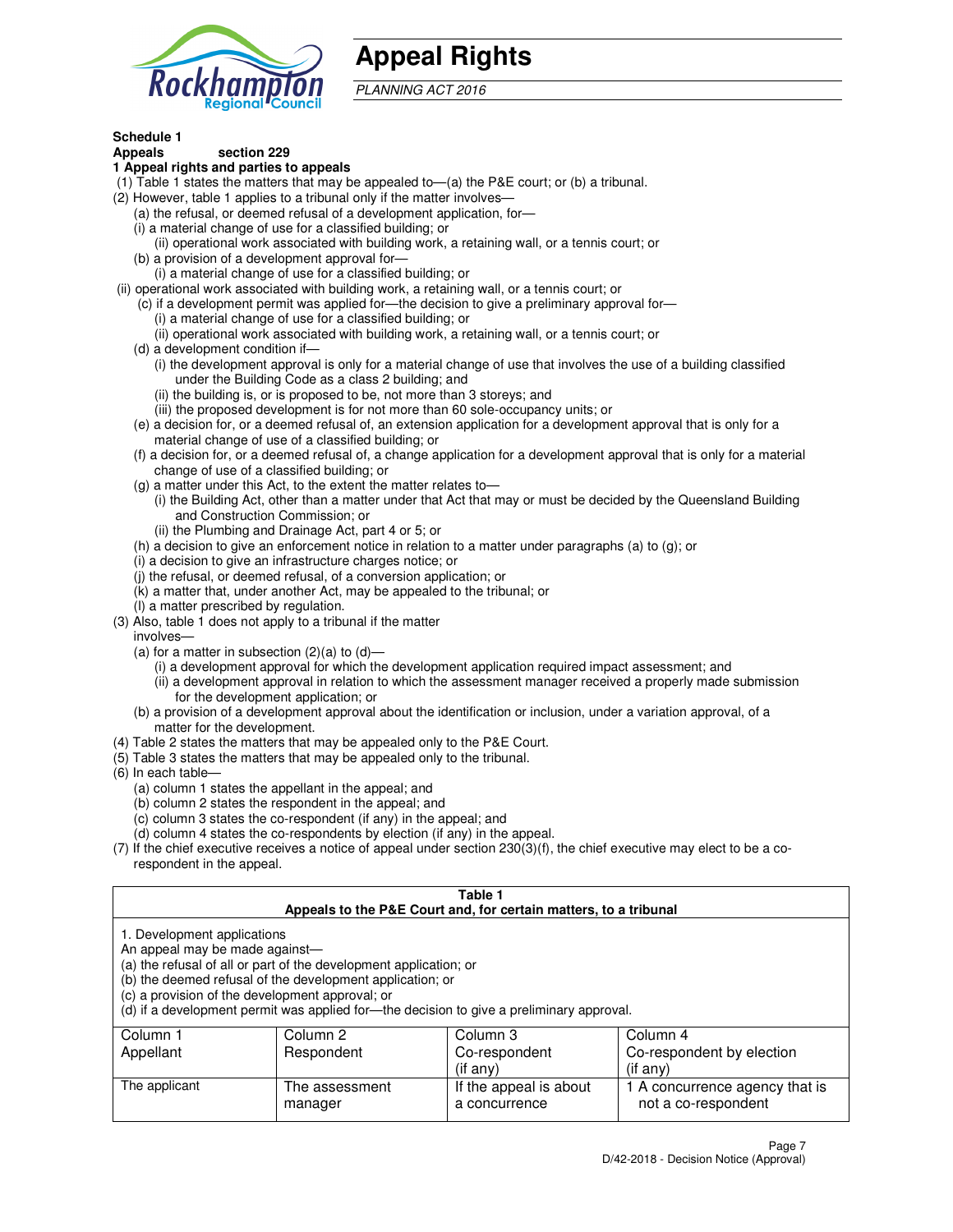# Appeal Rights

*PLANNING ACT 2016*

**Schedule 1**
**Appeals section 229**
**1 Appeal rights and parties to appeals**

(1) Table 1 states the matters that may be appealed to—(a) the P&E court; or (b) a tribunal.

(2) However, table 1 applies to a tribunal only if the matter involves—

(a) the refusal, or deemed refusal of a development application, for—

(i) a material change of use for a classified building; or

(ii) operational work associated with building work, a retaining wall, or a tennis court; or

(b) a provision of a development approval for—

(i) a material change of use for a classified building; or

(ii) operational work associated with building work, a retaining wall, or a tennis court; or

(c) if a development permit was applied for—the decision to give a preliminary approval for—

(i) a material change of use for a classified building; or

(ii) operational work associated with building work, a retaining wall, or a tennis court; or

(d) a development condition if—

(i) the development approval is only for a material change of use that involves the use of a building classified under the Building Code as a class 2 building; and

(ii) the building is, or is proposed to be, not more than 3 storeys; and

(iii) the proposed development is for not more than 60 sole-occupancy units; or

(e) a decision for, or a deemed refusal of, an extension application for a development approval that is only for a material change of use of a classified building; or

(f) a decision for, or a deemed refusal of, a change application for a development approval that is only for a material change of use of a classified building; or

(g) a matter under this Act, to the extent the matter relates to—

(i) the Building Act, other than a matter under that Act that may or must be decided by the Queensland Building and Construction Commission; or

(ii) the Plumbing and Drainage Act, part 4 or 5; or

(h) a decision to give an enforcement notice in relation to a matter under paragraphs (a) to (g); or

(i) a decision to give an infrastructure charges notice; or

(j) the refusal, or deemed refusal, of a conversion application; or

(k) a matter that, under another Act, may be appealed to the tribunal; or

(l) a matter prescribed by regulation.

(3) Also, table 1 does not apply to a tribunal if the matter involves—

(a) for a matter in subsection (2)(a) to (d)—

(i) a development approval for which the development application required impact assessment; and

(ii) a development approval in relation to which the assessment manager received a properly made submission for the development application; or

(b) a provision of a development approval about the identification or inclusion, under a variation approval, of a matter for the development.

(4) Table 2 states the matters that may be appealed only to the P&E Court.

(5) Table 3 states the matters that may be appealed only to the tribunal.

(6) In each table—

(a) column 1 states the appellant in the appeal; and

(b) column 2 states the respondent in the appeal; and

(c) column 3 states the co-respondent (if any) in the appeal; and

(d) column 4 states the co-respondents by election (if any) in the appeal.

(7) If the chief executive receives a notice of appeal under section 230(3)(f), the chief executive may elect to be a co-respondent in the appeal.

**Table 1**
**Appeals to the P&E Court and, for certain matters, to a tribunal**

1. Development applications
An appeal may be made against—
(a) the refusal of all or part of the development application; or
(b) the deemed refusal of the development application; or
(c) a provision of the development approval; or
(d) if a development permit was applied for—the decision to give a preliminary approval.

| Column 1<br>Appellant | Column 2<br>Respondent | Column 3<br>Co-respondent<br>(if any) | Column 4<br>Co-respondent by election<br>(if any) |
|---|---|---|---|
| The applicant | The assessment manager | If the appeal is about a concurrence | 1 A concurrence agency that is not a co-respondent |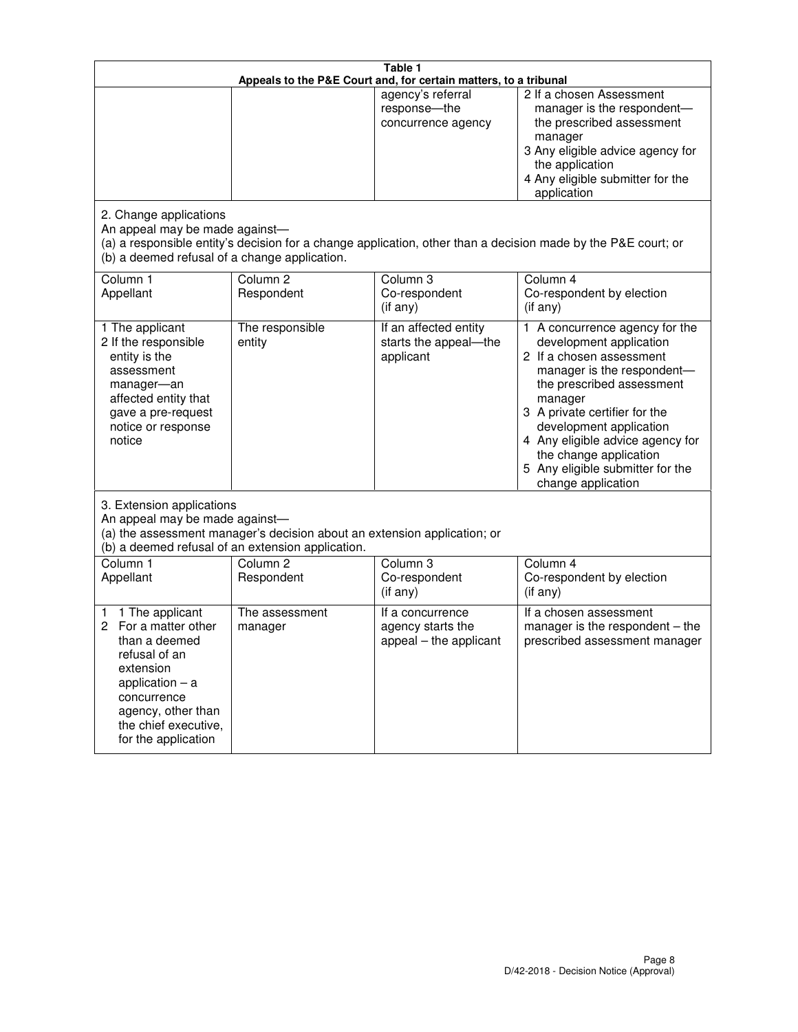**Table 1**
**Appeals to the P&E Court and, for certain matters, to a tribunal**

| | | | |
|---|---|---|---|
| | | agency's referral response—the concurrence agency | 2 If a chosen Assessment manager is the respondent—the prescribed assessment manager<br>3 Any eligible advice agency for the application<br>4 Any eligible submitter for the application |

2. Change applications
An appeal may be made against—
(a) a responsible entity's decision for a change application, other than a decision made by the P&E court; or
(b) a deemed refusal of a change application.

| Column 1<br>Appellant | Column 2<br>Respondent | Column 3<br>Co-respondent<br>(if any) | Column 4<br>Co-respondent by election<br>(if any) |
|---|---|---|---|
| 1 The applicant<br>2 If the responsible entity is the assessment manager—an affected entity that gave a pre-request notice or response notice | The responsible entity | If an affected entity starts the appeal—the applicant | 1 A concurrence agency for the development application<br>2 If a chosen assessment manager is the respondent—the prescribed assessment manager<br>3 A private certifier for the development application<br>4 Any eligible advice agency for the change application<br>5 Any eligible submitter for the change application |

3. Extension applications
An appeal may be made against—
(a) the assessment manager's decision about an extension application; or
(b) a deemed refusal of an extension application.

| Column 1<br>Appellant | Column 2<br>Respondent | Column 3<br>Co-respondent<br>(if any) | Column 4<br>Co-respondent by election<br>(if any) |
|---|---|---|---|
| 1 1 The applicant<br>2 For a matter other than a deemed refusal of an extension application – a concurrence agency, other than the chief executive, for the application | The assessment manager | If a concurrence agency starts the appeal – the applicant | If a chosen assessment manager is the respondent – the prescribed assessment manager |

D/42-2018 - Decision Notice (Approval)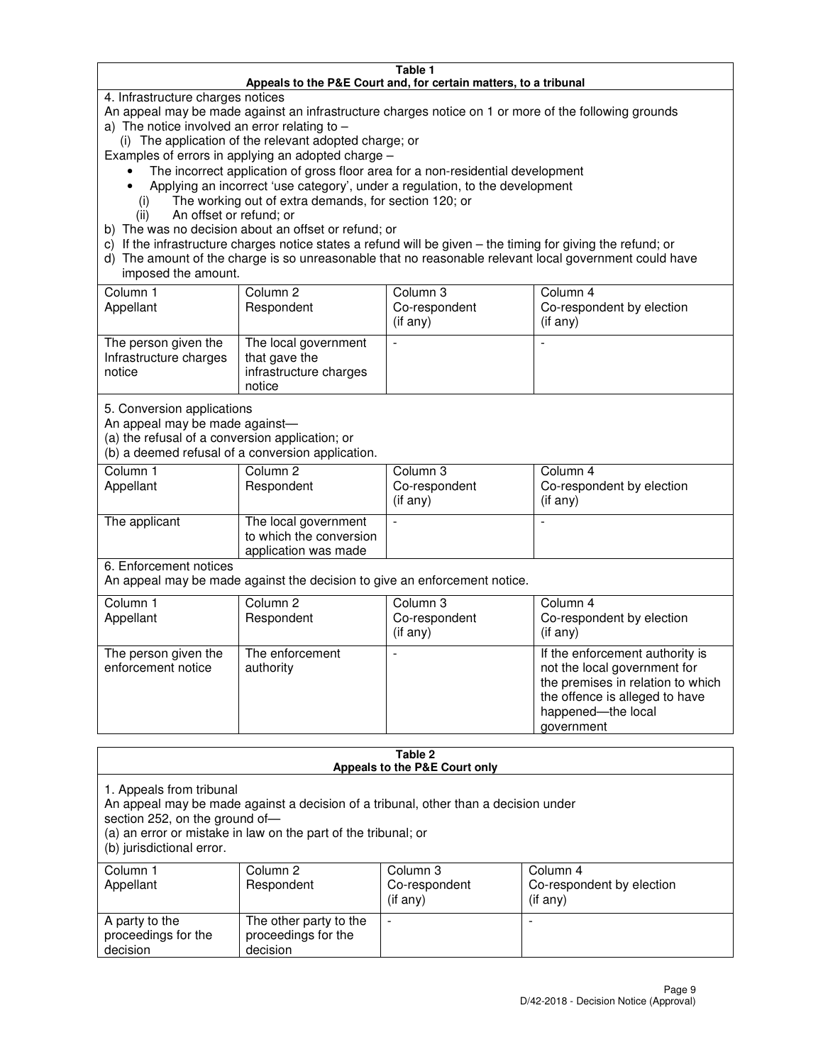**Table 1**
**Appeals to the P&E Court and, for certain matters, to a tribunal**

4. Infrastructure charges notices

An appeal may be made against an infrastructure charges notice on 1 or more of the following grounds

a) The notice involved an error relating to –
  (i) The application of the relevant adopted charge; or

Examples of errors in applying an adopted charge –

- The incorrect application of gross floor area for a non-residential development
- Applying an incorrect 'use category', under a regulation, to the development

  (i) The working out of extra demands, for section 120; or
  (ii) An offset or refund; or

b) The was no decision about an offset or refund; or
c) If the infrastructure charges notice states a refund will be given – the timing for giving the refund; or
d) The amount of the charge is so unreasonable that no reasonable relevant local government could have imposed the amount.

| Column 1 Appellant | Column 2 Respondent | Column 3 Co-respondent (if any) | Column 4 Co-respondent by election (if any) |
|---|---|---|---|
| The person given the Infrastructure charges notice | The local government that gave the infrastructure charges notice | - | - |

5. Conversion applications

An appeal may be made against—
(a) the refusal of a conversion application; or
(b) a deemed refusal of a conversion application.

| Column 1 Appellant | Column 2 Respondent | Column 3 Co-respondent (if any) | Column 4 Co-respondent by election (if any) |
|---|---|---|---|
| The applicant | The local government to which the conversion application was made | - | - |

6. Enforcement notices

An appeal may be made against the decision to give an enforcement notice.

| Column 1 Appellant | Column 2 Respondent | Column 3 Co-respondent (if any) | Column 4 Co-respondent by election (if any) |
|---|---|---|---|
| The person given the enforcement notice | The enforcement authority | - | If the enforcement authority is not the local government for the premises in relation to which the offence is alleged to have happened—the local government |

**Table 2**
**Appeals to the P&E Court only**

1. Appeals from tribunal

An appeal may be made against a decision of a tribunal, other than a decision under section 252, on the ground of—
(a) an error or mistake in law on the part of the tribunal; or
(b) jurisdictional error.

| Column 1 Appellant | Column 2 Respondent | Column 3 Co-respondent (if any) | Column 4 Co-respondent by election (if any) |
|---|---|---|---|
| A party to the proceedings for the decision | The other party to the proceedings for the decision | - | - |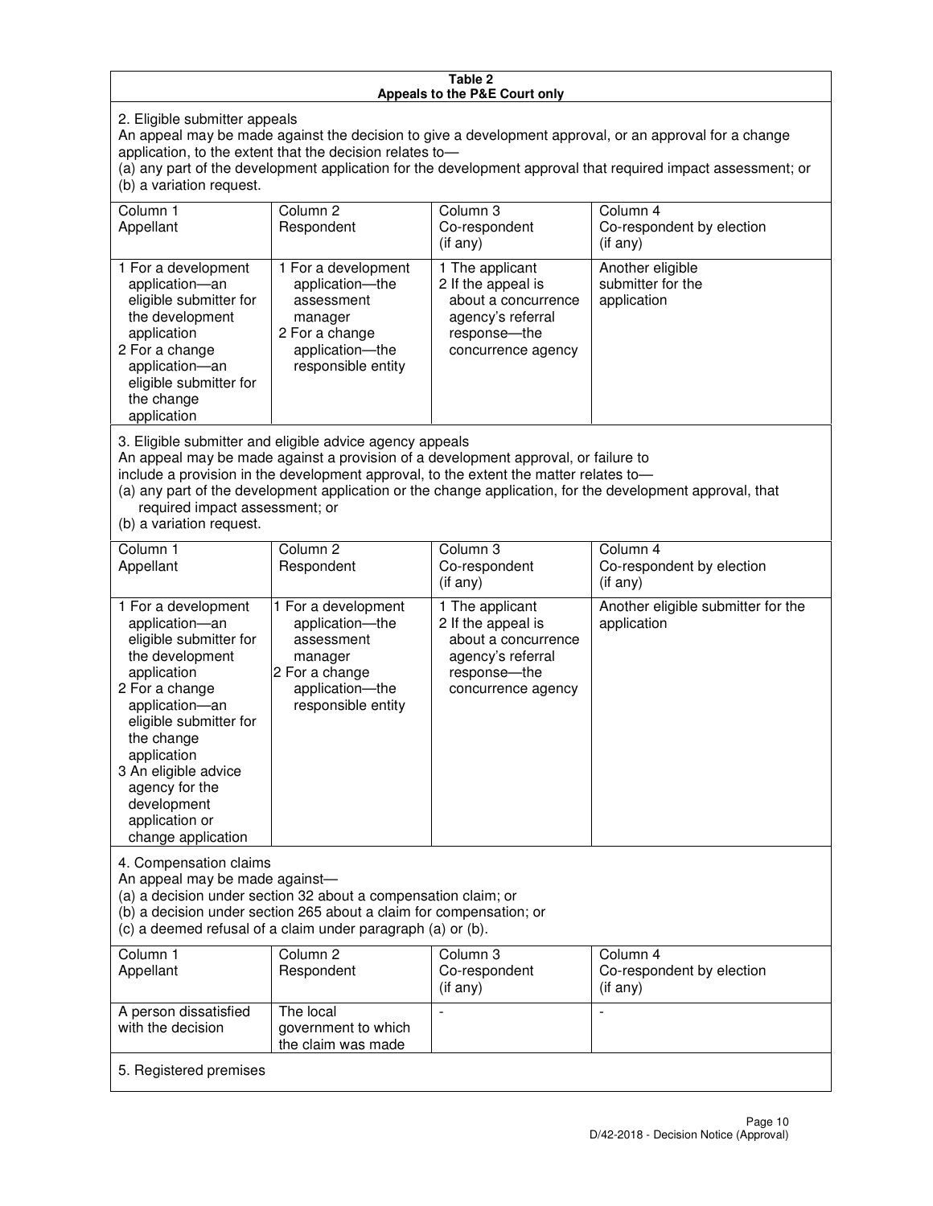**Table 2**
**Appeals to the P&E Court only**

2. Eligible submitter appeals

An appeal may be made against the decision to give a development approval, or an approval for a change application, to the extent that the decision relates to—

(a) any part of the development application for the development approval that required impact assessment; or

(b) a variation request.

| Column 1<br>Appellant | Column 2<br>Respondent | Column 3<br>Co-respondent<br>(if any) | Column 4<br>Co-respondent by election<br>(if any) |
|---|---|---|---|
| 1 For a development application—an eligible submitter for the development application<br>2 For a change application—an eligible submitter for the change application | 1 For a development application—the assessment manager<br>2 For a change application—the responsible entity | 1 The applicant<br>2 If the appeal is about a concurrence agency's referral response—the concurrence agency | Another eligible submitter for the application |

3. Eligible submitter and eligible advice agency appeals

An appeal may be made against a provision of a development approval, or failure to include a provision in the development approval, to the extent the matter relates to—

(a) any part of the development application or the change application, for the development approval, that required impact assessment; or

(b) a variation request.

| Column 1<br>Appellant | Column 2<br>Respondent | Column 3<br>Co-respondent<br>(if any) | Column 4<br>Co-respondent by election<br>(if any) |
|---|---|---|---|
| 1 For a development application—an eligible submitter for the development application<br>2 For a change application—an eligible submitter for the change application<br>3 An eligible advice agency for the development application or change application | 1 For a development application—the assessment manager<br>2 For a change application—the responsible entity | 1 The applicant<br>2 If the appeal is about a concurrence agency's referral response—the concurrence agency | Another eligible submitter for the application |

4. Compensation claims

An appeal may be made against—

(a) a decision under section 32 about a compensation claim; or

(b) a decision under section 265 about a claim for compensation; or

(c) a deemed refusal of a claim under paragraph (a) or (b).

| Column 1<br>Appellant | Column 2<br>Respondent | Column 3<br>Co-respondent<br>(if any) | Column 4<br>Co-respondent by election<br>(if any) |
|---|---|---|---|
| A person dissatisfied with the decision | The local government to which the claim was made | - | - |

5. Registered premises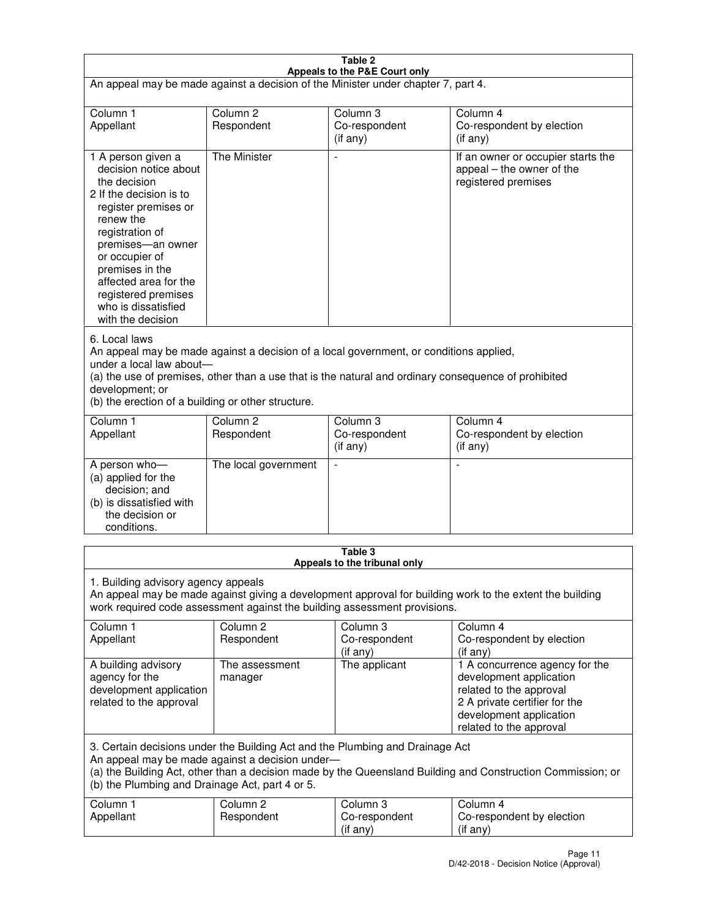**Table 2**
**Appeals to the P&E Court only**

An appeal may be made against a decision of the Minister under chapter 7, part 4.

| Column 1<br>Appellant | Column 2<br>Respondent | Column 3<br>Co-respondent<br>(if any) | Column 4<br>Co-respondent by election<br>(if any) |
|---|---|---|---|
| 1 A person given a decision notice about the decision<br>2 If the decision is to register premises or renew the registration of premises—an owner or occupier of premises in the affected area for the registered premises who is dissatisfied with the decision | The Minister | - | If an owner or occupier starts the appeal – the owner of the registered premises |

6. Local laws

An appeal may be made against a decision of a local government, or conditions applied, under a local law about—

(a) the use of premises, other than a use that is the natural and ordinary consequence of prohibited development; or

(b) the erection of a building or other structure.

| Column 1<br>Appellant | Column 2<br>Respondent | Column 3<br>Co-respondent<br>(if any) | Column 4<br>Co-respondent by election<br>(if any) |
|---|---|---|---|
| A person who—<br>(a) applied for the decision; and<br>(b) is dissatisfied with the decision or conditions. | The local government | - | - |

**Table 3**
**Appeals to the tribunal only**

1. Building advisory agency appeals

An appeal may be made against giving a development approval for building work to the extent the building work required code assessment against the building assessment provisions.

| Column 1<br>Appellant | Column 2<br>Respondent | Column 3<br>Co-respondent<br>(if any) | Column 4<br>Co-respondent by election<br>(if any) |
|---|---|---|---|
| A building advisory agency for the development application related to the approval | The assessment manager | The applicant | 1 A concurrence agency for the development application related to the approval<br>2 A private certifier for the development application related to the approval |

3. Certain decisions under the Building Act and the Plumbing and Drainage Act

An appeal may be made against a decision under—

(a) the Building Act, other than a decision made by the Queensland Building and Construction Commission; or

(b) the Plumbing and Drainage Act, part 4 or 5.

| Column 1<br>Appellant | Column 2<br>Respondent | Column 3<br>Co-respondent<br>(if any) | Column 4<br>Co-respondent by election<br>(if any) |
|---|---|---|---|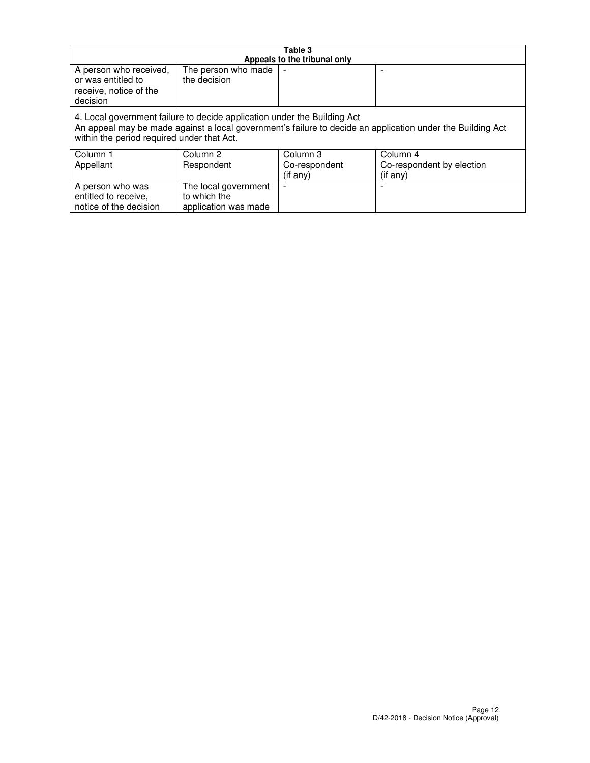| Table 3<br>Appeals to the tribunal only | | | |
|---|---|---|---|
| A person who received, or was entitled to receive, notice of the decision | The person who made the decision | - | - |

4. Local government failure to decide application under the Building Act
An appeal may be made against a local government's failure to decide an application under the Building Act within the period required under that Act.

| Column 1<br>Appellant | Column 2<br>Respondent | Column 3<br>Co-respondent<br>(if any) | Column 4<br>Co-respondent by election<br>(if any) |
|---|---|---|---|
| A person who was entitled to receive, notice of the decision | The local government to which the application was made | - | - |

D/42-2018 - Decision Notice (Approval)